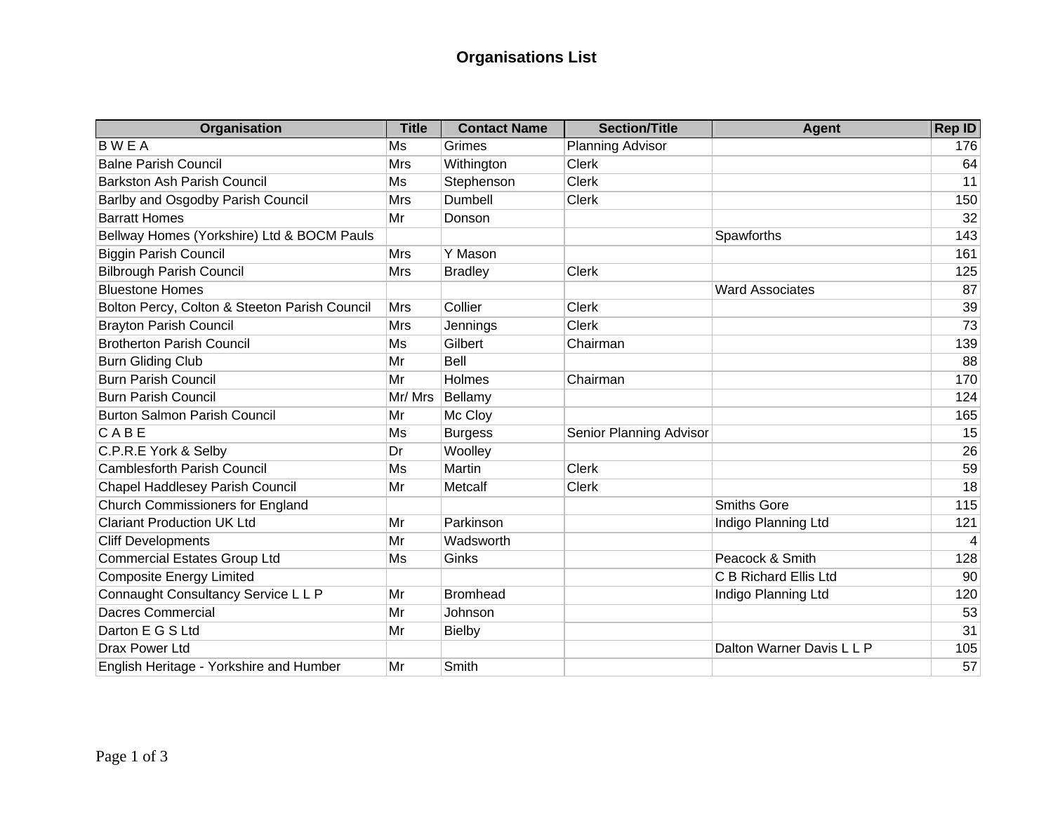# Organisations List

| Organisation | Title | Contact Name | Section/Title | Agent | Rep ID |
|---|---|---|---|---|---|
| B W E A | Ms | Grimes | Planning Advisor | | 176 |
| Balne Parish Council | Mrs | Withington | Clerk | | 64 |
| Barkston Ash Parish Council | Ms | Stephenson | Clerk | | 11 |
| Barlby and Osgodby Parish Council | Mrs | Dumbell | Clerk | | 150 |
| Barratt Homes | Mr | Donson | | | 32 |
| Bellway Homes (Yorkshire) Ltd & BOCM Pauls | | | | Spawforths | 143 |
| Biggin Parish Council | Mrs | Y Mason | | | 161 |
| Bilbrough Parish Council | Mrs | Bradley | Clerk | | 125 |
| Bluestone Homes | | | | Ward Associates | 87 |
| Bolton Percy, Colton & Steeton Parish Council | Mrs | Collier | Clerk | | 39 |
| Brayton Parish Council | Mrs | Jennings | Clerk | | 73 |
| Brotherton Parish Council | Ms | Gilbert | Chairman | | 139 |
| Burn Gliding Club | Mr | Bell | | | 88 |
| Burn Parish Council | Mr | Holmes | Chairman | | 170 |
| Burn Parish Council | Mr/ Mrs | Bellamy | | | 124 |
| Burton Salmon Parish Council | Mr | Mc Cloy | | | 165 |
| C A B E | Ms | Burgess | Senior Planning Advisor | | 15 |
| C.P.R.E York & Selby | Dr | Woolley | | | 26 |
| Camblesforth Parish Council | Ms | Martin | Clerk | | 59 |
| Chapel Haddlesey Parish Council | Mr | Metcalf | Clerk | | 18 |
| Church Commissioners for England | | | | Smiths Gore | 115 |
| Clariant Production UK Ltd | Mr | Parkinson | | Indigo Planning Ltd | 121 |
| Cliff Developments | Mr | Wadsworth | | | 4 |
| Commercial Estates Group Ltd | Ms | Ginks | | Peacock & Smith | 128 |
| Composite Energy Limited | | | | C B Richard Ellis Ltd | 90 |
| Connaught Consultancy Service L L P | Mr | Bromhead | | Indigo Planning Ltd | 120 |
| Dacres Commercial | Mr | Johnson | | | 53 |
| Darton E G S Ltd | Mr | Bielby | | | 31 |
| Drax Power Ltd | | | | Dalton Warner Davis L L P | 105 |
| English Heritage - Yorkshire and Humber | Mr | Smith | | | 57 |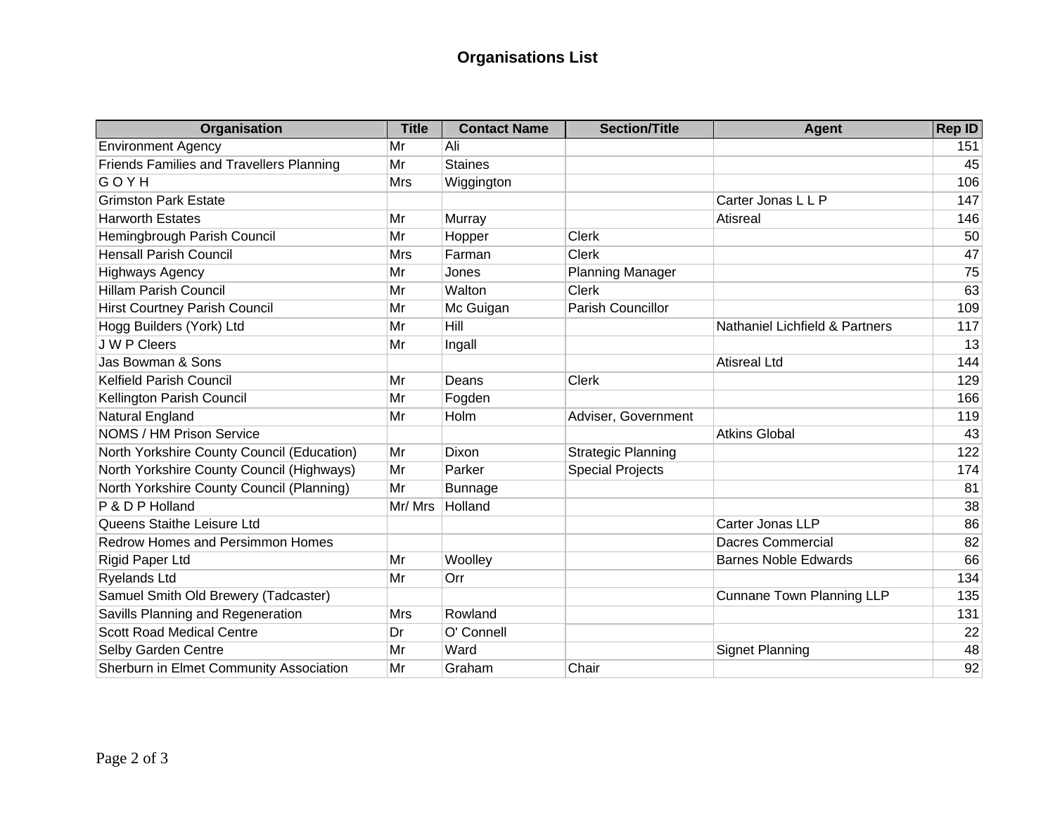## Organisations List

| Organisation | Title | Contact Name | Section/Title | Agent | Rep ID |
|---|---|---|---|---|---|
| Environment Agency | Mr | Ali | | | 151 |
| Friends Families and Travellers Planning | Mr | Staines | | | 45 |
| G O Y H | Mrs | Wiggington | | | 106 |
| Grimston Park Estate | | | | Carter Jonas L L P | 147 |
| Harworth Estates | Mr | Murray | | Atisreal | 146 |
| Hemingbrough Parish Council | Mr | Hopper | Clerk | | 50 |
| Hensall Parish Council | Mrs | Farman | Clerk | | 47 |
| Highways Agency | Mr | Jones | Planning Manager | | 75 |
| Hillam Parish Council | Mr | Walton | Clerk | | 63 |
| Hirst Courtney Parish Council | Mr | Mc Guigan | Parish Councillor | | 109 |
| Hogg Builders (York) Ltd | Mr | Hill | | Nathaniel Lichfield & Partners | 117 |
| J W P Cleers | Mr | Ingall | | | 13 |
| Jas Bowman & Sons | | | | Atisreal Ltd | 144 |
| Kelfield Parish Council | Mr | Deans | Clerk | | 129 |
| Kellington Parish Council | Mr | Fogden | | | 166 |
| Natural England | Mr | Holm | Adviser, Government | | 119 |
| NOMS / HM Prison Service | | | | Atkins Global | 43 |
| North Yorkshire County Council (Education) | Mr | Dixon | Strategic Planning | | 122 |
| North Yorkshire County Council (Highways) | Mr | Parker | Special Projects | | 174 |
| North Yorkshire County Council (Planning) | Mr | Bunnage | | | 81 |
| P & D P Holland | Mr/ Mrs | Holland | | | 38 |
| Queens Staithe Leisure Ltd | | | | Carter Jonas LLP | 86 |
| Redrow Homes and Persimmon Homes | | | | Dacres Commercial | 82 |
| Rigid Paper Ltd | Mr | Woolley | | Barnes Noble Edwards | 66 |
| Ryelands Ltd | Mr | Orr | | | 134 |
| Samuel Smith Old Brewery (Tadcaster) | | | | Cunnane Town Planning LLP | 135 |
| Savills Planning and Regeneration | Mrs | Rowland | | | 131 |
| Scott Road Medical Centre | Dr | O' Connell | | | 22 |
| Selby Garden Centre | Mr | Ward | | Signet Planning | 48 |
| Sherburn in Elmet Community Association | Mr | Graham | Chair | | 92 |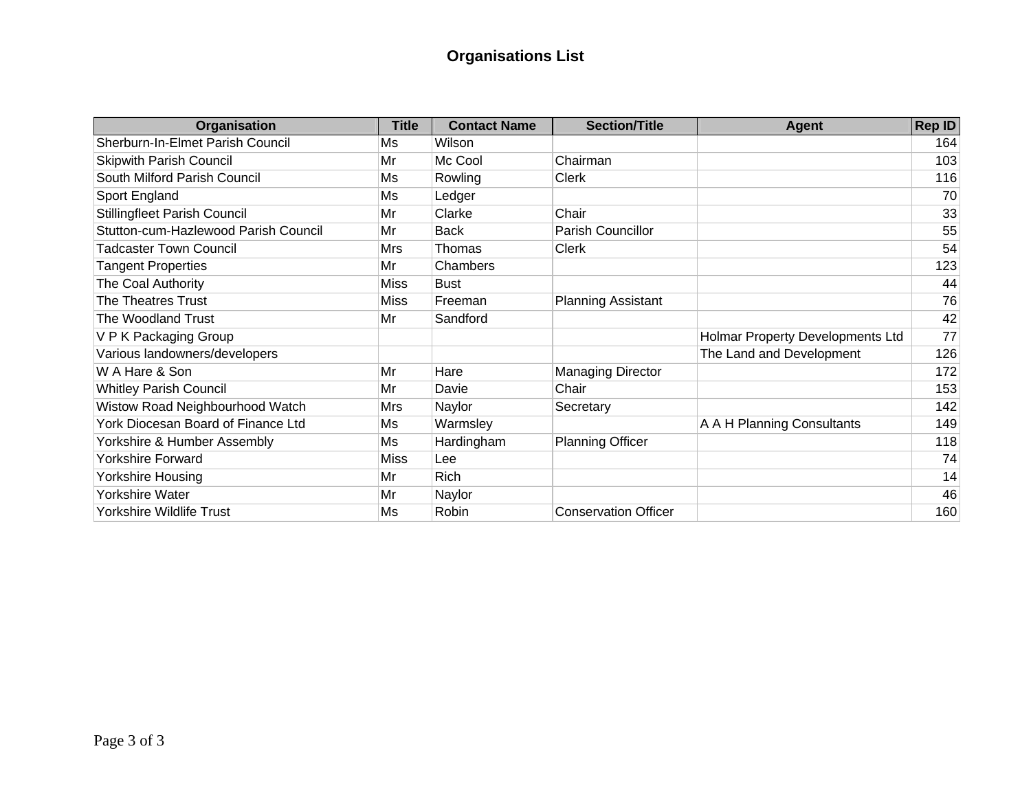## Organisations List

| Organisation | Title | Contact Name | Section/Title | Agent | Rep ID |
|---|---|---|---|---|---|
| Sherburn-In-Elmet Parish Council | Ms | Wilson | | | 164 |
| Skipwith Parish Council | Mr | Mc Cool | Chairman | | 103 |
| South Milford Parish Council | Ms | Rowling | Clerk | | 116 |
| Sport England | Ms | Ledger | | | 70 |
| Stillingfleet Parish Council | Mr | Clarke | Chair | | 33 |
| Stutton-cum-Hazlewood Parish Council | Mr | Back | Parish Councillor | | 55 |
| Tadcaster Town Council | Mrs | Thomas | Clerk | | 54 |
| Tangent Properties | Mr | Chambers | | | 123 |
| The Coal Authority | Miss | Bust | | | 44 |
| The Theatres Trust | Miss | Freeman | Planning Assistant | | 76 |
| The Woodland Trust | Mr | Sandford | | | 42 |
| V P K Packaging Group | | | | Holmar Property Developments Ltd | 77 |
| Various landowners/developers | | | | The Land and Development | 126 |
| W A Hare & Son | Mr | Hare | Managing Director | | 172 |
| Whitley Parish Council | Mr | Davie | Chair | | 153 |
| Wistow Road Neighbourhood Watch | Mrs | Naylor | Secretary | | 142 |
| York Diocesan Board of Finance Ltd | Ms | Warmsley | | A A H Planning Consultants | 149 |
| Yorkshire & Humber Assembly | Ms | Hardingham | Planning Officer | | 118 |
| Yorkshire Forward | Miss | Lee | | | 74 |
| Yorkshire Housing | Mr | Rich | | | 14 |
| Yorkshire Water | Mr | Naylor | | | 46 |
| Yorkshire Wildlife Trust | Ms | Robin | Conservation Officer | | 160 |